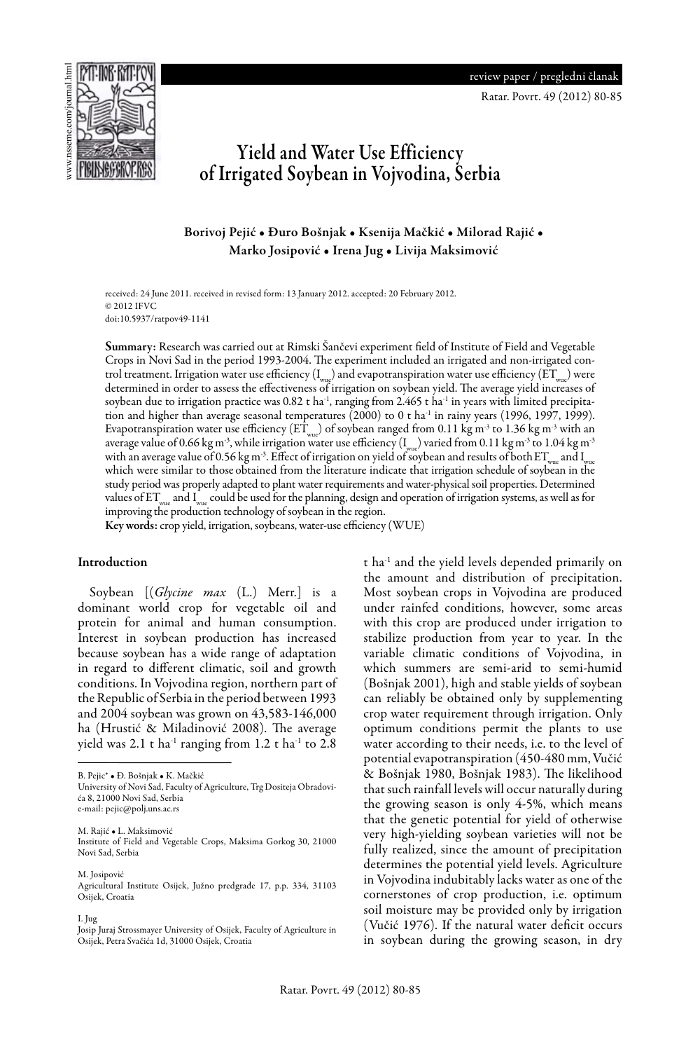review paper / pregledni članak

# Yield and Water Use Efficiency of Irrigated Soybean in Vojvodina, Serbia

**Borivoj Pejić • Đuro Bošnjak • Ksenija Mačkić • Milorad Rajić • Marko Josipović • Irena Jug • Livija Maksimović**

received: 24 June 2011. received in revised form: 13 January 2012. accepted: 20 February 2012.
© 2012 IFVC
doi:10.5937/ratpov49-1141

**Summary:** Research was carried out at Rimski Šančevi experiment field of Institute of Field and Vegetable Crops in Novi Sad in the period 1993-2004. The experiment included an irrigated and non-irrigated control treatment. Irrigation water use efficiency ($I_{wue}$) and evapotranspiration water use efficiency ($ET_{wue}$) were determined in order to assess the effectiveness of irrigation on soybean yield. The average yield increases of soybean due to irrigation practice was 0.82 t ha$^{-1}$, ranging from 2.465 t ha$^{-1}$ in years with limited precipitation and higher than average seasonal temperatures (2000) to 0 t ha$^{-1}$ in rainy years (1996, 1997, 1999). Evapotranspiration water use efficiency ($ET_{wue}$) of soybean ranged from 0.11 kg m$^{-3}$ to 1.36 kg m$^{-3}$ with an average value of 0.66 kg m$^{-3}$, while irrigation water use efficiency ($I_{wue}$) varied from 0.11 kg m$^{-3}$ to 1.04 kg m$^{-3}$ with an average value of 0.56 kg m$^{-3}$. Effect of irrigation on yield of soybean and results of both $ET_{wue}$ and $I_{wue}$ which were similar to those obtained from the literature indicate that irrigation schedule of soybean in the study period was properly adapted to plant water requirements and water-physical soil properties. Determined values of $ET_{wue}$ and $I_{wue}$ could be used for the planning, design and operation of irrigation systems, as well as for improving the production technology of soybean in the region.

**Key words:** crop yield, irrigation, soybeans, water-use efficiency (WUE)

## Introduction

Soybean [(*Glycine max* (L.) Merr.] is a dominant world crop for vegetable oil and protein for animal and human consumption. Interest in soybean production has increased because soybean has a wide range of adaptation in regard to different climatic, soil and growth conditions. In Vojvodina region, northern part of the Republic of Serbia in the period between 1993 and 2004 soybean was grown on 43,583-146,000 ha (Hrustić & Miladinović 2008). The average yield was 2.1 t ha$^{-1}$ ranging from 1.2 t ha$^{-1}$ to 2.8 t ha$^{-1}$ and the yield levels depended primarily on the amount and distribution of precipitation. Most soybean crops in Vojvodina are produced under rainfed conditions, however, some areas with this crop are produced under irrigation to stabilize production from year to year. In the variable climatic conditions of Vojvodina, in which summers are semi-arid to semi-humid (Bošnjak 2001), high and stable yields of soybean can reliably be obtained only by supplementing crop water requirement through irrigation. Only optimum conditions permit the plants to use water according to their needs, i.e. to the level of potential evapotranspiration (450-480 mm, Vučić & Bošnjak 1980, Bošnjak 1983). The likelihood that such rainfall levels will occur naturally during the growing season is only 4-5%, which means that the genetic potential for yield of otherwise very high-yielding soybean varieties will not be fully realized, since the amount of precipitation determines the potential yield levels. Agriculture in Vojvodina indubitably lacks water as one of the cornerstones of crop production, i.e. optimum soil moisture may be provided only by irrigation (Vučić 1976). If the natural water deficit occurs in soybean during the growing season, in dry

---

B. Pejić* • Đ. Bošnjak • K. Mačkić
University of Novi Sad, Faculty of Agriculture, Trg Dositeja Obradovića 8, 21000 Novi Sad, Serbia
e-mail: pejic@polj.uns.ac.rs

M. Rajić • L. Maksimović
Institute of Field and Vegetable Crops, Maksima Gorkog 30, 21000 Novi Sad, Serbia

M. Josipović
Agricultural Institute Osijek, Južno predgrađe 17, p.p. 334, 31103 Osijek, Croatia

I. Jug
Josip Juraj Strossmayer University of Osijek, Faculty of Agriculture in Osijek, Petra Svačića 1d, 31000 Osijek, Croatia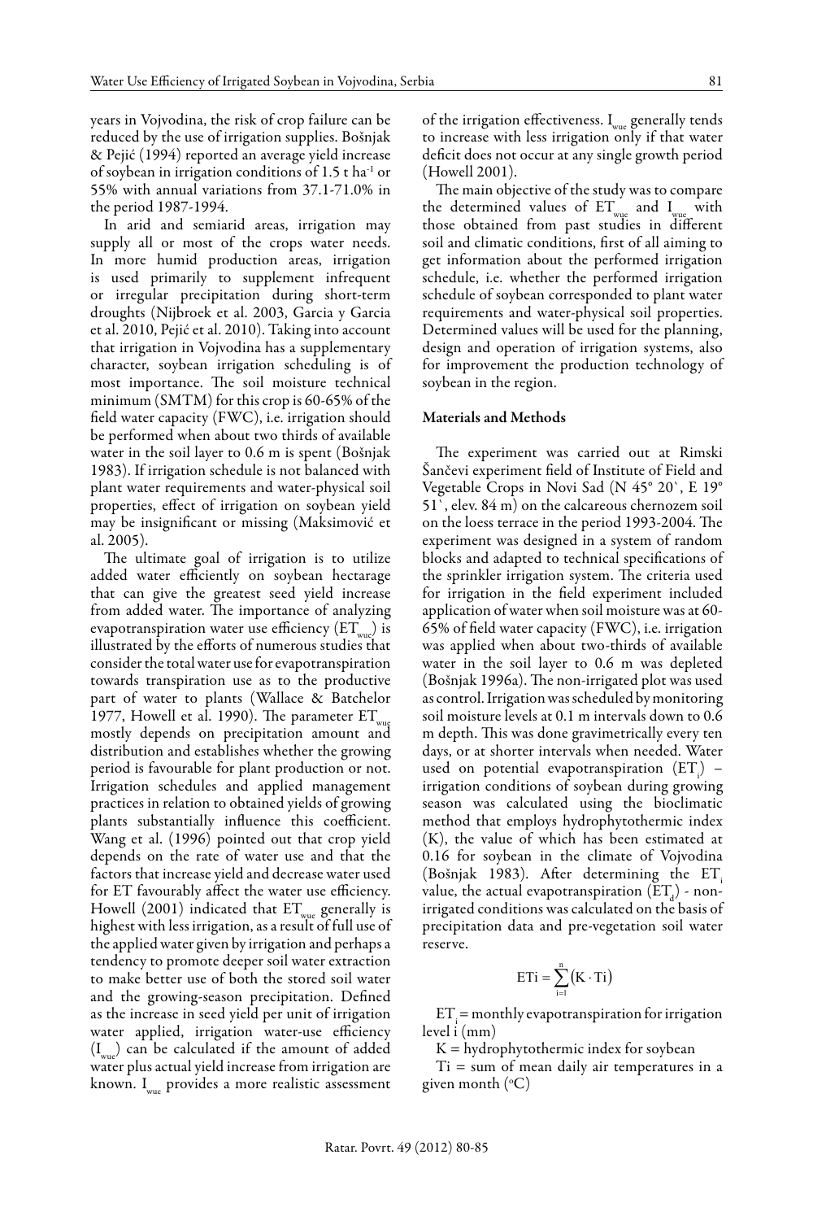years in Vojvodina, the risk of crop failure can be reduced by the use of irrigation supplies. Bošnjak & Pejić (1994) reported an average yield increase of soybean in irrigation conditions of 1.5 t $ha^{-1}$ or 55% with annual variations from 37.1-71.0% in the period 1987-1994.

In arid and semiarid areas, irrigation may supply all or most of the crops water needs. In more humid production areas, irrigation is used primarily to supplement infrequent or irregular precipitation during short-term droughts (Nijbroek et al. 2003, Garcia y Garcia et al. 2010, Pejić et al. 2010). Taking into account that irrigation in Vojvodina has a supplementary character, soybean irrigation scheduling is of most importance. The soil moisture technical minimum (SMTM) for this crop is 60-65% of the field water capacity (FWC), i.e. irrigation should be performed when about two thirds of available water in the soil layer to 0.6 m is spent (Bošnjak 1983). If irrigation schedule is not balanced with plant water requirements and water-physical soil properties, effect of irrigation on soybean yield may be insignificant or missing (Maksimović et al. 2005).

The ultimate goal of irrigation is to utilize added water efficiently on soybean hectarage that can give the greatest seed yield increase from added water. The importance of analyzing evapotranspiration water use efficiency ($ET_{wue}$) is illustrated by the efforts of numerous studies that consider the total water use for evapotranspiration towards transpiration use as to the productive part of water to plants (Wallace & Batchelor 1977, Howell et al. 1990). The parameter $ET_{wue}$ mostly depends on precipitation amount and distribution and establishes whether the growing period is favourable for plant production or not. Irrigation schedules and applied management practices in relation to obtained yields of growing plants substantially influence this coefficient. Wang et al. (1996) pointed out that crop yield depends on the rate of water use and that the factors that increase yield and decrease water used for ET favourably affect the water use efficiency. Howell (2001) indicated that $ET_{wue}$ generally is highest with less irrigation, as a result of full use of the applied water given by irrigation and perhaps a tendency to promote deeper soil water extraction to make better use of both the stored soil water and the growing-season precipitation. Defined as the increase in seed yield per unit of irrigation water applied, irrigation water-use efficiency ($I_{wue}$) can be calculated if the amount of added water plus actual yield increase from irrigation are known. $I_{wue}$ provides a more realistic assessment of the irrigation effectiveness. $I_{wue}$ generally tends to increase with less irrigation only if that water deficit does not occur at any single growth period (Howell 2001).

The main objective of the study was to compare the determined values of $ET_{wue}$ and $I_{wue}$ with those obtained from past studies in different soil and climatic conditions, first of all aiming to get information about the performed irrigation schedule, i.e. whether the performed irrigation schedule of soybean corresponded to plant water requirements and water-physical soil properties. Determined values will be used for the planning, design and operation of irrigation systems, also for improvement the production technology of soybean in the region.

## Materials and Methods

The experiment was carried out at Rimski Šančevi experiment field of Institute of Field and Vegetable Crops in Novi Sad (N 45° 20`, E 19° 51`, elev. 84 m) on the calcareous chernozem soil on the loess terrace in the period 1993-2004. The experiment was designed in a system of random blocks and adapted to technical specifications of the sprinkler irrigation system. The criteria used for irrigation in the field experiment included application of water when soil moisture was at 60-65% of field water capacity (FWC), i.e. irrigation was applied when about two-thirds of available water in the soil layer to 0.6 m was depleted (Bošnjak 1996a). The non-irrigated plot was used as control. Irrigation was scheduled by monitoring soil moisture levels at 0.1 m intervals down to 0.6 m depth. This was done gravimetrically every ten days, or at shorter intervals when needed. Water used on potential evapotranspiration ($ET_i$) – irrigation conditions of soybean during growing season was calculated using the bioclimatic method that employs hydrophytothermic index (K), the value of which has been estimated at 0.16 for soybean in the climate of Vojvodina (Bošnjak 1983). After determining the $ET_i$ value, the actual evapotranspiration ($ET_d$) - non-irrigated conditions was calculated on the basis of precipitation data and pre-vegetation soil water reserve.

$$ETi = \sum_{i=1}^{n} (K \cdot Ti)$$

$ET_i$ = monthly evapotranspiration for irrigation level i (mm)

K = hydrophytothermic index for soybean

Ti = sum of mean daily air temperatures in a given month (°C)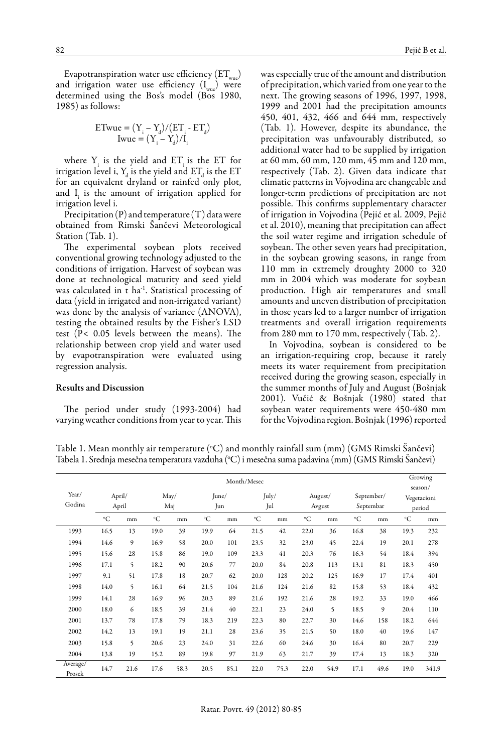Evapotranspiration water use efficiency ($ET_{wue}$) and irrigation water use efficiency ($I_{wue}$) were determined using the Bos's model (Bos 1980, 1985) as follows:

$$ETwue = (Y_i - Y_d)/(ET_i - ET_d)$$
$$Iwue = (Y_i - Y_d)/I_i$$

where $Y_i$ is the yield and $ET_i$ is the ET for irrigation level i, $Y_d$ is the yield and $ET_d$ is the ET for an equivalent dryland or rainfed only plot, and $I_i$ is the amount of irrigation applied for irrigation level i.

Precipitation (P) and temperature (T) data were obtained from Rimski Šančevi Meteorological Station (Tab. 1).

The experimental soybean plots received conventional growing technology adjusted to the conditions of irrigation. Harvest of soybean was done at technological maturity and seed yield was calculated in t ha$^{-1}$. Statistical processing of data (yield in irrigated and non-irrigated variant) was done by the analysis of variance (ANOVA), testing the obtained results by the Fisher's LSD test ($P < 0.05$ levels between the means). The relationship between crop yield and water used by evapotranspiration were evaluated using regression analysis.

## Results and Discussion

The period under study (1993-2004) had varying weather conditions from year to year. This was especially true of the amount and distribution of precipitation, which varied from one year to the next. The growing seasons of 1996, 1997, 1998, 1999 and 2001 had the precipitation amounts 450, 401, 432, 466 and 644 mm, respectively (Tab. 1). However, despite its abundance, the precipitation was unfavourably distributed, so additional water had to be supplied by irrigation at 60 mm, 60 mm, 120 mm, 45 mm and 120 mm, respectively (Tab. 2). Given data indicate that climatic patterns in Vojvodina are changeable and longer-term predictions of precipitation are not possible. This confirms supplementary character of irrigation in Vojvodina (Pejić et al. 2009, Pejić et al. 2010), meaning that precipitation can affect the soil water regime and irrigation schedule of soybean. The other seven years had precipitation, in the soybean growing seasons, in range from 110 mm in extremely droughty 2000 to 320 mm in 2004 which was moderate for soybean production. High air temperatures and small amounts and uneven distribution of precipitation in those years led to a larger number of irrigation treatments and overall irrigation requirements from 280 mm to 170 mm, respectively (Tab. 2).

In Vojvodina, soybean is considered to be an irrigation-requiring crop, because it rarely meets its water requirement from precipitation received during the growing season, especially in the summer months of July and August (Bošnjak 2001). Vučić & Bošnjak (1980) stated that soybean water requirements were 450-480 mm for the Vojvodina region. Bošnjak (1996) reported

Table 1. Mean monthly air temperature (°C) and monthly rainfall sum (mm) (GMS Rimski Šančevi)
Tabela 1. Srednja mesečna temperatura vazduha (°C) i mesečna suma padavina (mm) (GMS Rimski Šančevi)

| Year/ Godina | April/ April | | May/ Maj | | June/ Jun | | July/ Jul | | August/ Avgust | | September/ Septembar | | Growing season/ Vegetacioni period | |
|---|---|---|---|---|---|---|---|---|---|---|---|---|---|---|
| | °C | mm | °C | mm | °C | mm | °C | mm | °C | mm | °C | mm | °C | mm |
| 1993 | 16.5 | 13 | 19.0 | 39 | 19.9 | 64 | 21.5 | 42 | 22.0 | 36 | 16.8 | 38 | 19.3 | 232 |
| 1994 | 14.6 | 9 | 16.9 | 58 | 20.0 | 101 | 23.5 | 32 | 23.0 | 45 | 22.4 | 19 | 20.1 | 278 |
| 1995 | 15.6 | 28 | 15.8 | 86 | 19.0 | 109 | 23.3 | 41 | 20.3 | 76 | 16.3 | 54 | 18.4 | 394 |
| 1996 | 17.1 | 5 | 18.2 | 90 | 20.6 | 77 | 20.0 | 84 | 20.8 | 113 | 13.1 | 81 | 18.3 | 450 |
| 1997 | 9.1 | 51 | 17.8 | 18 | 20.7 | 62 | 20.0 | 128 | 20.2 | 125 | 16.9 | 17 | 17.4 | 401 |
| 1998 | 14.0 | 5 | 16.1 | 64 | 21.5 | 104 | 21.6 | 124 | 21.6 | 82 | 15.8 | 53 | 18.4 | 432 |
| 1999 | 14.1 | 28 | 16.9 | 96 | 20.3 | 89 | 21.6 | 192 | 21.6 | 28 | 19.2 | 33 | 19.0 | 466 |
| 2000 | 18.0 | 6 | 18.5 | 39 | 21.4 | 40 | 22.1 | 23 | 24.0 | 5 | 18.5 | 9 | 20.4 | 110 |
| 2001 | 13.7 | 78 | 17.8 | 79 | 18.3 | 219 | 22.3 | 80 | 22.7 | 30 | 14.6 | 158 | 18.2 | 644 |
| 2002 | 14.2 | 13 | 19.1 | 19 | 21.1 | 28 | 23.6 | 35 | 21.5 | 50 | 18.0 | 40 | 19.6 | 147 |
| 2003 | 15.8 | 5 | 20.6 | 23 | 24.0 | 31 | 22.6 | 60 | 24.6 | 30 | 16.4 | 80 | 20.7 | 229 |
| 2004 | 13.8 | 19 | 15.2 | 89 | 19.8 | 97 | 21.9 | 63 | 21.7 | 39 | 17.4 | 13 | 18.3 | 320 |
| Average/ Prosek | 14.7 | 21.6 | 17.6 | 58.3 | 20.5 | 85.1 | 22.0 | 75.3 | 22.0 | 54.9 | 17.1 | 49.6 | 19.0 | 341.9 |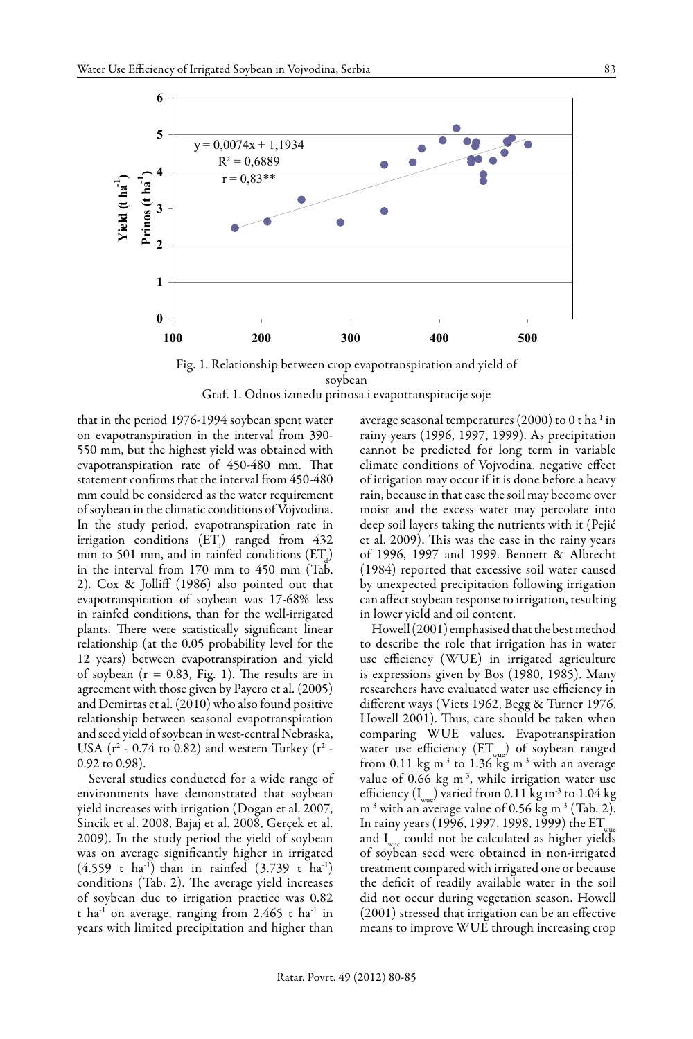Fig. 1. Relationship between crop evapotranspiration and yield of soybean

Graf. 1. Odnos između prinosa i evapotranspiracije soje

that in the period 1976-1994 soybean spent water on evapotranspiration in the interval from 390-550 mm, but the highest yield was obtained with evapotranspiration rate of 450-480 mm. That statement confirms that the interval from 450-480 mm could be considered as the water requirement of soybean in the climatic conditions of Vojvodina. In the study period, evapotranspiration rate in irrigation conditions ($ET_i$) ranged from 432 mm to 501 mm, and in rainfed conditions ($ET_d$) in the interval from 170 mm to 450 mm (Tab. 2). Cox & Jolliff (1986) also pointed out that evapotranspiration of soybean was 17-68% less in rainfed conditions, than for the well-irrigated plants. There were statistically significant linear relationship (at the 0.05 probability level for the 12 years) between evapotranspiration and yield of soybean ($r = 0.83$, Fig. 1). The results are in agreement with those given by Payero et al. (2005) and Demirtas et al. (2010) who also found positive relationship between seasonal evapotranspiration and seed yield of soybean in west-central Nebraska, USA ($r^2$ - 0.74 to 0.82) and western Turkey ($r^2$ - 0.92 to 0.98).

Several studies conducted for a wide range of environments have demonstrated that soybean yield increases with irrigation (Dogan et al. 2007, Sincik et al. 2008, Bajaj et al. 2008, Gerçek et al. 2009). In the study period the yield of soybean was on average significantly higher in irrigated (4.559 t $ha^{-1}$) than in rainfed (3.739 t $ha^{-1}$) conditions (Tab. 2). The average yield increases of soybean due to irrigation practice was 0.82 t $ha^{-1}$ on average, ranging from 2.465 t $ha^{-1}$ in years with limited precipitation and higher than average seasonal temperatures (2000) to 0 t $ha^{-1}$ in rainy years (1996, 1997, 1999). As precipitation cannot be predicted for long term in variable climate conditions of Vojvodina, negative effect of irrigation may occur if it is done before a heavy rain, because in that case the soil may become over moist and the excess water may percolate into deep soil layers taking the nutrients with it (Pejić et al. 2009). This was the case in the rainy years of 1996, 1997 and 1999. Bennett & Albrecht (1984) reported that excessive soil water caused by unexpected precipitation following irrigation can affect soybean response to irrigation, resulting in lower yield and oil content.

Howell (2001) emphasised that the best method to describe the role that irrigation has in water use efficiency (WUE) in irrigated agriculture is expressions given by Bos (1980, 1985). Many researchers have evaluated water use efficiency in different ways (Viets 1962, Begg & Turner 1976, Howell 2001). Thus, care should be taken when comparing WUE values. Evapotranspiration water use efficiency ($ET_{wue}$) of soybean ranged from 0.11 kg $m^{-3}$ to 1.36 kg $m^{-3}$ with an average value of 0.66 kg $m^{-3}$, while irrigation water use efficiency ($I_{wue}$) varied from 0.11 kg $m^{-3}$ to 1.04 kg $m^{-3}$ with an average value of 0.56 kg $m^{-3}$ (Tab. 2). In rainy years (1996, 1997, 1998, 1999) the $ET_{wue}$ and $I_{wue}$ could not be calculated as higher yields of soybean seed were obtained in non-irrigated treatment compared with irrigated one or because the deficit of readily available water in the soil did not occur during vegetation season. Howell (2001) stressed that irrigation can be an effective means to improve WUE through increasing crop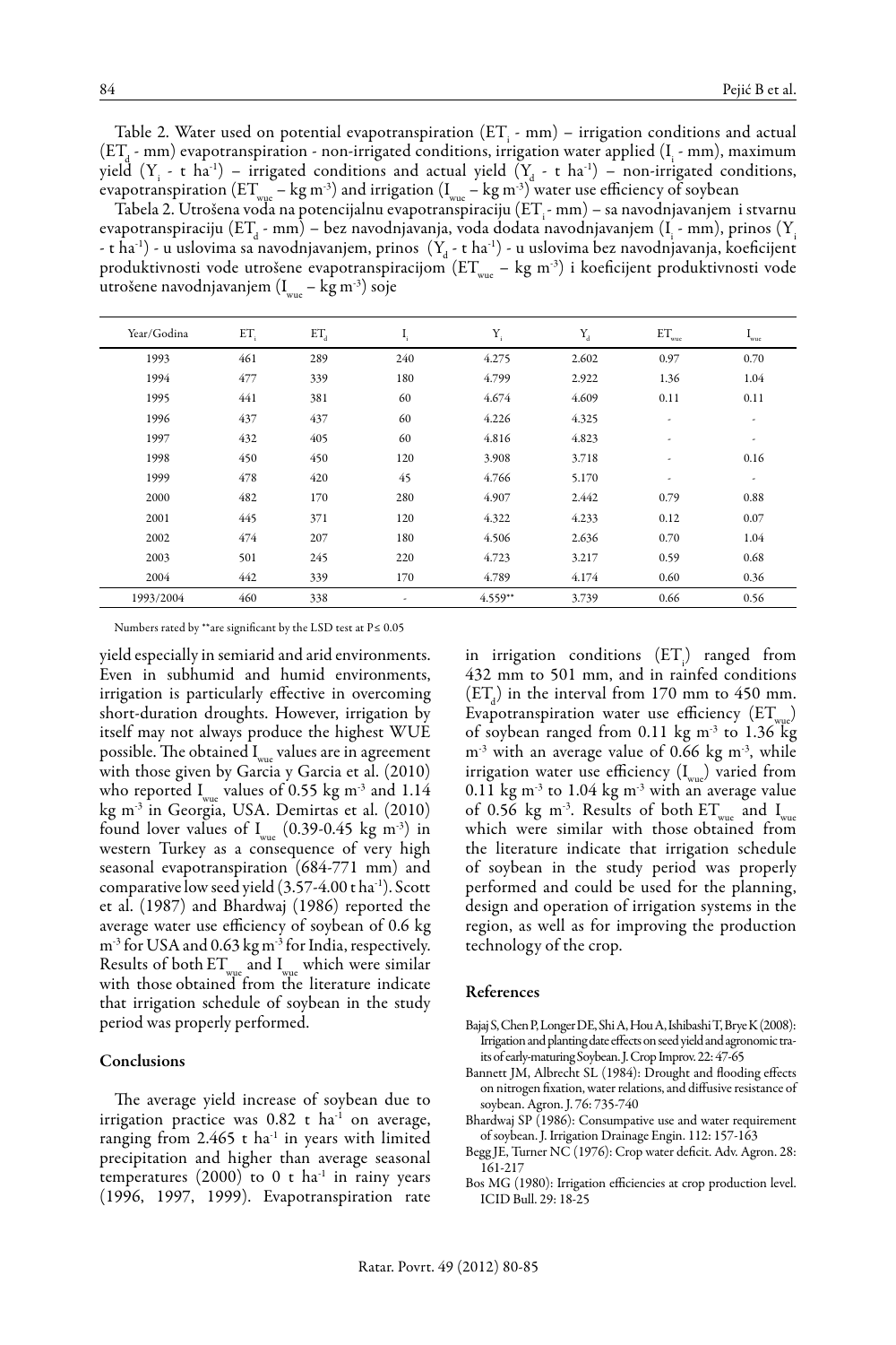Table 2. Water used on potential evapotranspiration ($ET_i$ - mm) – irrigation conditions and actual ($ET_d$ - mm) evapotranspiration - non-irrigated conditions, irrigation water applied ($I_i$ - mm), maximum yield ($Y_i$ - t ha$^{-1}$) – irrigated conditions and actual yield ($Y_d$ - t ha$^{-1}$) – non-irrigated conditions, evapotranspiration ($ET_{wue}$ – kg m$^{-3}$) and irrigation ($I_{wue}$ – kg m$^{-3}$) water use efficiency of soybean

Tabela 2. Utrošena voda na potencijalnu evapotranspiraciju ($ET_i$ - mm) – sa navodnjavanjem i stvarnu evapotranspiraciju ($ET_d$ - mm) – bez navodnjavanja, voda dodata navodnjavanjem ($I_i$ - mm), prinos ($Y_i$ - t ha$^{-1}$) - u uslovima sa navodnjavanjem, prinos ($Y_d$ - t ha$^{-1}$) - u uslovima bez navodnjavanja, koeficijent produktivnosti vode utrošene evapotranspiracijom ($ET_{wue}$ – kg m$^{-3}$) i koeficijent produktivnosti vode utrošene navodnjavanjem ($I_{wue}$ – kg m$^{-3}$) soje

| Year/Godina | $ET_i$ | $ET_d$ | $I_i$ | $Y_i$ | $Y_d$ | $ET_{wue}$ | $I_{wue}$ |
|---|---|---|---|---|---|---|---|
| 1993 | 461 | 289 | 240 | 4.275 | 2.602 | 0.97 | 0.70 |
| 1994 | 477 | 339 | 180 | 4.799 | 2.922 | 1.36 | 1.04 |
| 1995 | 441 | 381 | 60 | 4.674 | 4.609 | 0.11 | 0.11 |
| 1996 | 437 | 437 | 60 | 4.226 | 4.325 | - | - |
| 1997 | 432 | 405 | 60 | 4.816 | 4.823 | - | - |
| 1998 | 450 | 450 | 120 | 3.908 | 3.718 | - | 0.16 |
| 1999 | 478 | 420 | 45 | 4.766 | 5.170 | - | - |
| 2000 | 482 | 170 | 280 | 4.907 | 2.442 | 0.79 | 0.88 |
| 2001 | 445 | 371 | 120 | 4.322 | 4.233 | 0.12 | 0.07 |
| 2002 | 474 | 207 | 180 | 4.506 | 2.636 | 0.70 | 1.04 |
| 2003 | 501 | 245 | 220 | 4.723 | 3.217 | 0.59 | 0.68 |
| 2004 | 442 | 339 | 170 | 4.789 | 4.174 | 0.60 | 0.36 |
| 1993/2004 | 460 | 338 | - | 4.559** | 3.739 | 0.66 | 0.56 |

Numbers rated by **are significant by the LSD test at $P \leq 0.05$

yield especially in semiarid and arid environments. Even in subhumid and humid environments, irrigation is particularly effective in overcoming short-duration droughts. However, irrigation by itself may not always produce the highest WUE possible. The obtained $I_{wue}$ values are in agreement with those given by Garcia y Garcia et al. (2010) who reported $I_{wue}$ values of 0.55 kg m$^{-3}$ and 1.14 kg m$^{-3}$ in Georgia, USA. Demirtas et al. (2010) found lover values of $I_{wue}$ (0.39-0.45 kg m$^{-3}$) in western Turkey as a consequence of very high seasonal evapotranspiration (684-771 mm) and comparative low seed yield (3.57-4.00 t ha$^{-1}$). Scott et al. (1987) and Bhardwaj (1986) reported the average water use efficiency of soybean of 0.6 kg m$^{-3}$ for USA and 0.63 kg m$^{-3}$ for India, respectively. Results of both $ET_{wue}$ and $I_{wue}$ which were similar with those obtained from the literature indicate that irrigation schedule of soybean in the study period was properly performed.

## Conclusions

The average yield increase of soybean due to irrigation practice was 0.82 t ha$^{-1}$ on average, ranging from 2.465 t ha$^{-1}$ in years with limited precipitation and higher than average seasonal temperatures (2000) to 0 t ha$^{-1}$ in rainy years (1996, 1997, 1999). Evapotranspiration rate in irrigation conditions ($ET_i$) ranged from 432 mm to 501 mm, and in rainfed conditions ($ET_d$) in the interval from 170 mm to 450 mm. Evapotranspiration water use efficiency ($ET_{wue}$) of soybean ranged from 0.11 kg m$^{-3}$ to 1.36 kg m$^{-3}$ with an average value of 0.66 kg m$^{-3}$, while irrigation water use efficiency ($I_{wue}$) varied from 0.11 kg m$^{-3}$ to 1.04 kg m$^{-3}$ with an average value of 0.56 kg m$^{-3}$. Results of both $ET_{wue}$ and $I_{wue}$ which were similar with those obtained from the literature indicate that irrigation schedule of soybean in the study period was properly performed and could be used for the planning, design and operation of irrigation systems in the region, as well as for improving the production technology of the crop.

## References

- Bajaj S, Chen P, Longer DE, Shi A, Hou A, Ishibashi T, Brye K (2008): Irrigation and planting date effects on seed yield and agronomic traits of early-maturing Soybean. J. Crop Improv. 22: 47-65
- Bannett JM, Albrecht SL (1984): Drought and flooding effects on nitrogen fixation, water relations, and diffusive resistance of soybean. Agron. J. 76: 735-740
- Bhardwaj SP (1986): Consumpative use and water requirement of soybean. J. Irrigation Drainage Engin. 112: 157-163
- Begg JE, Turner NC (1976): Crop water deficit. Adv. Agron. 28: 161-217
- Bos MG (1980): Irrigation efficiencies at crop production level. ICID Bull. 29: 18-25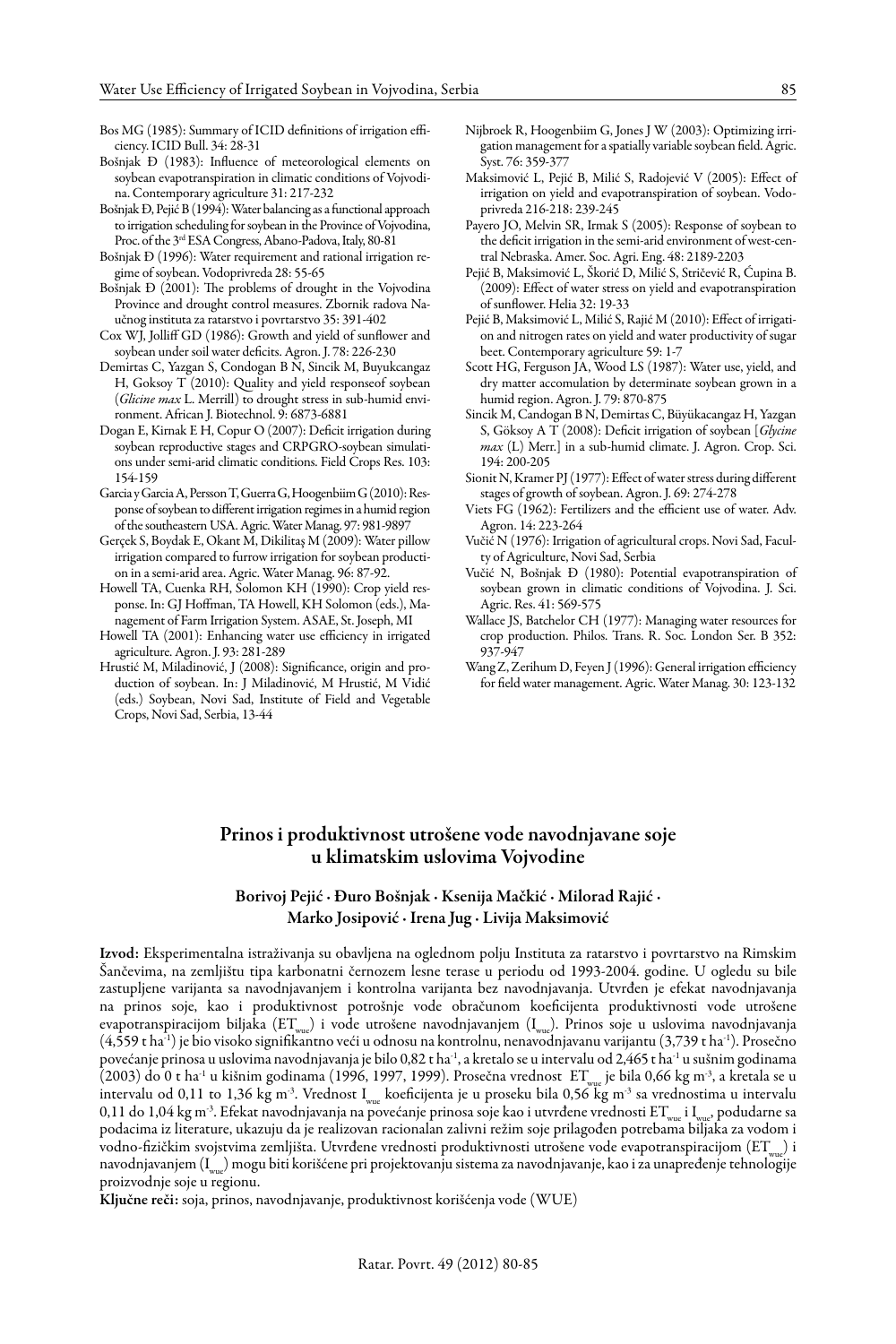Bos MG (1985): Summary of ICID definitions of irrigation efficiency. ICID Bull. 34: 28-31

Bošnjak Đ (1983): Influence of meteorological elements on soybean evapotranspiration in climatic conditions of Vojvodina. Contemporary agriculture 31: 217-232

Bošnjak Đ, Pejić B (1994): Water balancing as a functional approach to irrigation scheduling for soybean in the Province of Vojvodina, Proc. of the 3rd ESA Congress, Abano-Padova, Italy, 80-81

Bošnjak Đ (1996): Water requirement and rational irrigation regime of soybean. Vodoprivreda 28: 55-65

Bošnjak Đ (2001): The problems of drought in the Vojvodina Province and drought control measures. Zbornik radova Naučnog instituta za ratarstvo i povrtarstvo 35: 391-402

Cox WJ, Jolliff GD (1986): Growth and yield of sunflower and soybean under soil water deficits. Agron. J. 78: 226-230

Demirtas C, Yazgan S, Condogan B N, Sincik M, Buyukcangaz H, Goksoy T (2010): Quality and yield responseof soybean (*Glicine max* L. Merrill) to drought stress in sub-humid environment. African J. Biotechnol. 9: 6873-6881

Dogan E, Kirnak E H, Copur O (2007): Deficit irrigation during soybean reproductive stages and CRPGRO-soybean simulations under semi-arid climatic conditions. Field Crops Res. 103: 154-159

Garcia y Garcia A, Persson T, Guerra G, Hoogenbiim G (2010): Response of soybean to different irrigation regimes in a humid region of the southeastern USA. Agric. Water Manag. 97: 981-9897

Gerçek S, Boydak E, Okant M, Dikilitaş M (2009): Water pillow irrigation compared to furrow irrigation for soybean production in a semi-arid area. Agric. Water Manag. 96: 87-92.

Howell TA, Cuenka RH, Solomon KH (1990): Crop yield response. In: GJ Hoffman, TA Howell, KH Solomon (eds.), Management of Farm Irrigation System. ASAE, St. Joseph, MI

Howell TA (2001): Enhancing water use efficiency in irrigated agriculture. Agron. J. 93: 281-289

Hrustić M, Miladinović, J (2008): Significance, origin and production of soybean. In: J Miladinović, M Hrustić, M Vidić (eds.) Soybean, Novi Sad, Institute of Field and Vegetable Crops, Novi Sad, Serbia, 13-44

Nijbroek R, Hoogenbiim G, Jones J W (2003): Optimizing irrigation management for a spatially variable soybean field. Agric. Syst. 76: 359-377

Maksimović L, Pejić B, Milić S, Radojević V (2005): Effect of irrigation on yield and evapotranspiration of soybean. Vodoprivreda 216-218: 239-245

Payero JO, Melvin SR, Irmak S (2005): Response of soybean to the deficit irrigation in the semi-arid environment of west-central Nebraska. Amer. Soc. Agri. Eng. 48: 2189-2203

Pejić B, Maksimović L, Škorić D, Milić S, Stričević R, Ćupina B. (2009): Effect of water stress on yield and evapotranspiration of sunflower. Helia 32: 19-33

Pejić B, Maksimović L, Milić S, Rajić M (2010): Effect of irrigation and nitrogen rates on yield and water productivity of sugar beet. Contemporary agriculture 59: 1-7

Scott HG, Ferguson JA, Wood LS (1987): Water use, yield, and dry matter accomulation by determinate soybean grown in a humid region. Agron. J. 79: 870-875

Sincik M, Candogan B N, Demirtas C, Büyükacangaz H, Yazgan S, Göksoy A T (2008): Deficit irrigation of soybean [*Glycine max* (L) Merr.] in a sub-humid climate. J. Agron. Crop. Sci. 194: 200-205

Sionit N, Kramer PJ (1977): Effect of water stress during different stages of growth of soybean. Agron. J. 69: 274-278

Viets FG (1962): Fertilizers and the efficient use of water. Adv. Agron. 14: 223-264

Vučić N (1976): Irrigation of agricultural crops. Novi Sad, Faculty of Agriculture, Novi Sad, Serbia

Vučić N, Bošnjak Đ (1980): Potential evapotranspiration of soybean grown in climatic conditions of Vojvodina. J. Sci. Agric. Res. 41: 569-575

Wallace JS, Batchelor CH (1977): Managing water resources for crop production. Philos. Trans. R. Soc. London Ser. B 352: 937-947

Wang Z, Zerihum D, Feyen J (1996): General irrigation efficiency for field water management. Agric. Water Manag. 30: 123-132

## Prinos i produktivnost utrošene vode navodnjavane soje u klimatskim uslovima Vojvodine

**Borivoj Pejić · Đuro Bošnjak · Ksenija Mačkić · Milorad Rajić · Marko Josipović · Irena Jug · Livija Maksimović**

**Izvod:** Eksperimentalna istraživanja su obavljena na oglednom polju Instituta za ratarstvo i povrtarstvo na Rimskim Šančevima, na zemljištu tipa karbonatni černozem lesne terase u periodu od 1993-2004. godine. U ogledu su bile zastupljene varijanta sa navodnjavanjem i kontrolna varijanta bez navodnjavanja. Utvrđen je efekat navodnjavanja na prinos soje, kao i produktivnost potrošnje vode obračunom koeficijenta produktivnosti vode utrošene evapotranspiracijom biljaka ($ET_{wue}$) i vode utrošene navodnjavanjem ($I_{wue}$). Prinos soje u uslovima navodnjavanja (4,559 t ha$^{-1}$) je bio visoko signifikantno veći u odnosu na kontrolnu, nenavodnjavanu varijantu (3,739 t ha$^{-1}$). Prosečno povećanje prinosa u uslovima navodnjavanja je bilo 0,82 t ha$^{-1}$, a kretalo se u intervalu od 2,465 t ha$^{-1}$ u sušnim godinama (2003) do 0 t ha$^{-1}$ u kišnim godinama (1996, 1997, 1999). Prosečna vrednost $ET_{wue}$ je bila 0,66 kg m$^{-3}$, a kretala se u intervalu od 0,11 to 1,36 kg m$^{-3}$. Vrednost $I_{wue}$ koeficijenta je u proseku bila 0,56 kg m$^{-3}$ sa vrednostima u intervalu 0,11 do 1,04 kg m$^{-3}$. Efekat navodnjavanja na povećanje prinosa soje kao i utvrđene vrednosti $ET_{wue}$ i $I_{wue}$, podudarne sa podacima iz literature, ukazuju da je realizovan racionalan zalivni režim soje prilagođen potrebama biljaka za vodom i vodno-fizičkim svojstvima zemljišta. Utvrđene vrednosti produktivnosti utrošene vode evapotranspiracijom ($ET_{wue}$) i navodnjavanjem ($I_{wue}$) mogu biti korišćene pri projektovanju sistema za navodnjavanje, kao i za unapređenje tehnologije proizvodnje soje u regionu.

**Ključne reči:** soja, prinos, navodnjavanje, produktivnost korišćenja vode (WUE)